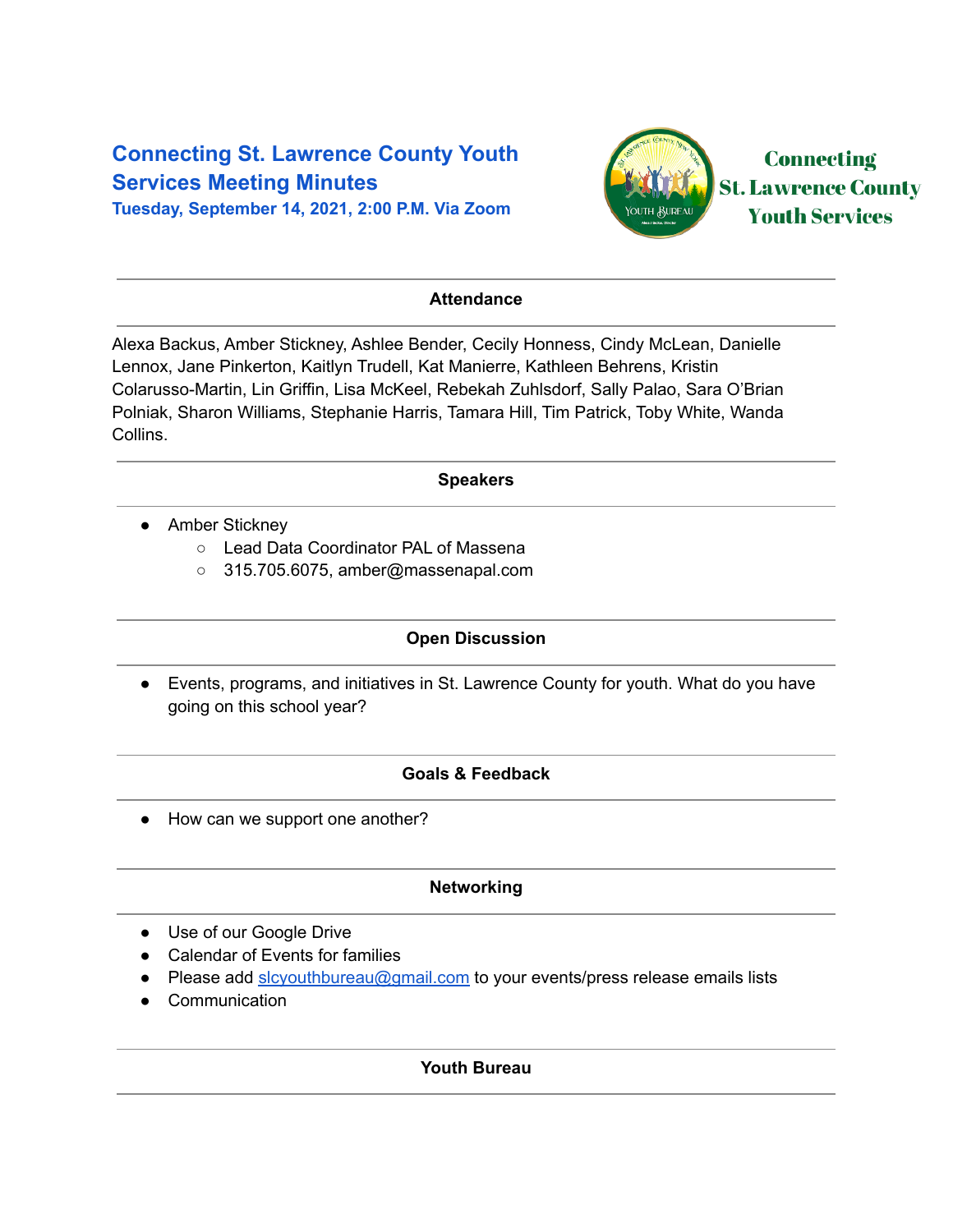# Connecting St. Lawrence County Youth Services Meeting Minutes

**Tuesday, September 14, 2021, 2:00 P.M. Via Zoom**

Connecting St. Lawrence County Youth Services

## Attendance

Alexa Backus, Amber Stickney, Ashlee Bender, Cecily Honness, Cindy McLean, Danielle Lennox, Jane Pinkerton, Kaitlyn Trudell, Kat Manierre, Kathleen Behrens, Kristin Colarusso-Martin, Lin Griffin, Lisa McKeel, Rebekah Zuhlsdorf, Sally Palao, Sara O'Brian Polniak, Sharon Williams, Stephanie Harris, Tamara Hill, Tim Patrick, Toby White, Wanda Collins.

## Speakers

- Amber Stickney
  - Lead Data Coordinator PAL of Massena
  - 315.705.6075, amber@massenapal.com

## Open Discussion

- Events, programs, and initiatives in St. Lawrence County for youth. What do you have going on this school year?

## Goals & Feedback

- How can we support one another?

## Networking

- Use of our Google Drive
- Calendar of Events for families
- Please add slcyouthbureau@gmail.com to your events/press release emails lists
- Communication

## Youth Bureau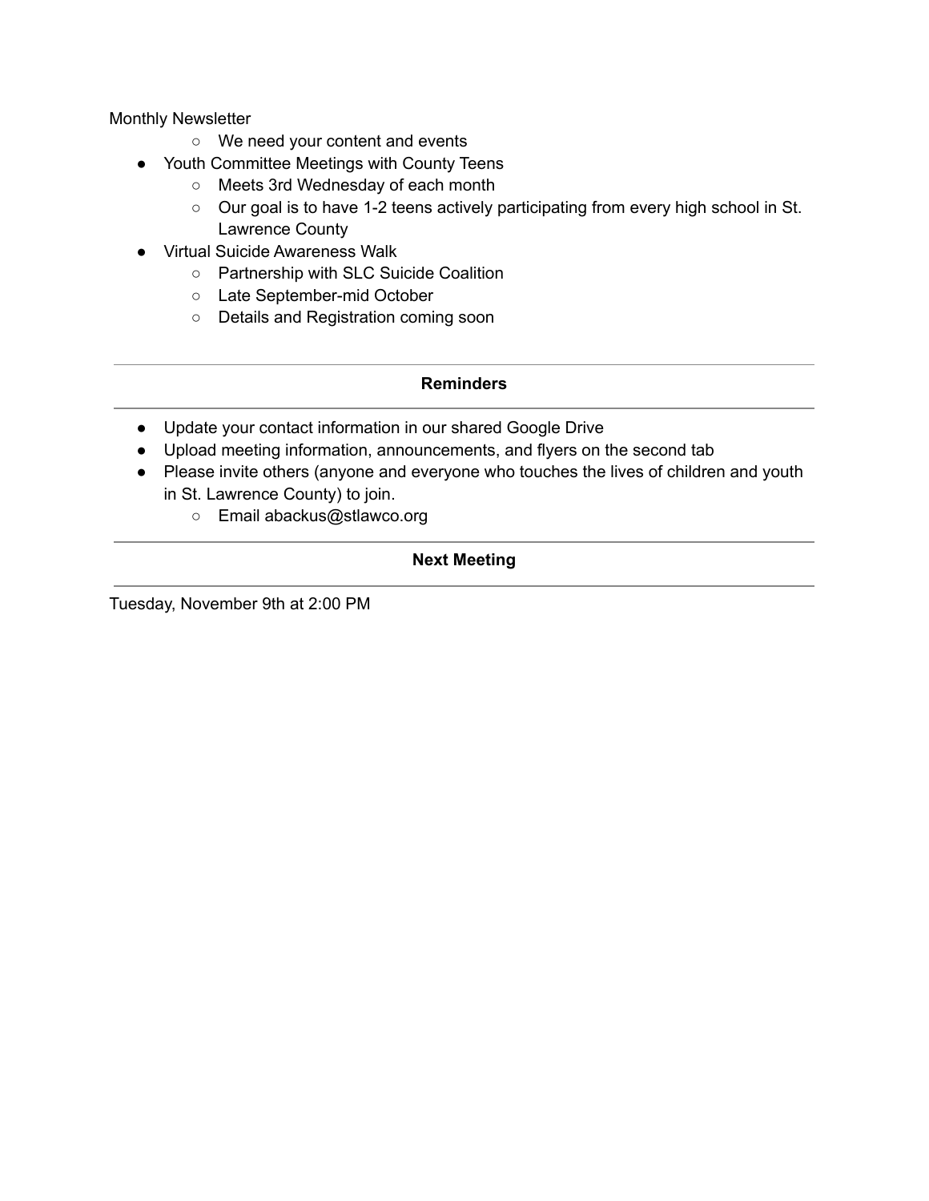Monthly Newsletter

  - We need your content and events

- Youth Committee Meetings with County Teens
  - Meets 3rd Wednesday of each month
  - Our goal is to have 1-2 teens actively participating from every high school in St. Lawrence County
- Virtual Suicide Awareness Walk
  - Partnership with SLC Suicide Coalition
  - Late September-mid October
  - Details and Registration coming soon

---

**Reminders**

---

- Update your contact information in our shared Google Drive
- Upload meeting information, announcements, and flyers on the second tab
- Please invite others (anyone and everyone who touches the lives of children and youth in St. Lawrence County) to join.
  - Email abackus@stlawco.org

---

**Next Meeting**

---

Tuesday, November 9th at 2:00 PM